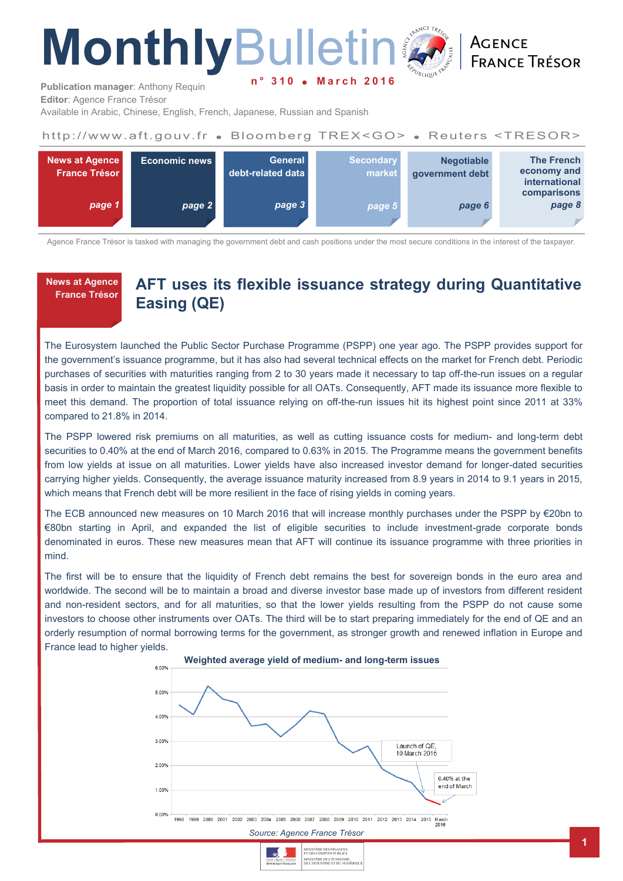# MonthlyBulletin

**n° 310 • March 2016**

**Publication manager**: Anthony Requin
**Editor**: Agence France Trésor
Available in Arabic, Chinese, English, French, Japanese, Russian and Spanish

AGENCE FRANCE TRÉSOR

http://www.aft.gouv.fr • Bloomberg TREX<GO> • Reuters <TRESOR>

| News at Agence France Trésor | Economic news | General debt-related data | Secondary market | Negotiable government debt | The French economy and international comparisons |
|---|---|---|---|---|---|
| page 1 | page 2 | page 3 | page 5 | page 6 | page 8 |

Agence France Trésor is tasked with managing the government debt and cash positions under the most secure conditions in the interest of the taxpayer.

News at Agence France Trésor

## AFT uses its flexible issuance strategy during Quantitative Easing (QE)

The Eurosystem launched the Public Sector Purchase Programme (PSPP) one year ago. The PSPP provides support for the government's issuance programme, but it has also had several technical effects on the market for French debt. Periodic purchases of securities with maturities ranging from 2 to 30 years made it necessary to tap off-the-run issues on a regular basis in order to maintain the greatest liquidity possible for all OATs. Consequently, AFT made its issuance more flexible to meet this demand. The proportion of total issuance relying on off-the-run issues hit its highest point since 2011 at 33% compared to 21.8% in 2014.

The PSPP lowered risk premiums on all maturities, as well as cutting issuance costs for medium- and long-term debt securities to 0.40% at the end of March 2016, compared to 0.63% in 2015. The Programme means the government benefits from low yields at issue on all maturities. Lower yields have also increased investor demand for longer-dated securities carrying higher yields. Consequently, the average issuance maturity increased from 8.9 years in 2014 to 9.1 years in 2015, which means that French debt will be more resilient in the face of rising yields in coming years.

The ECB announced new measures on 10 March 2016 that will increase monthly purchases under the PSPP by €20bn to €80bn starting in April, and expanded the list of eligible securities to include investment-grade corporate bonds denominated in euros. These new measures mean that AFT will continue its issuance programme with three priorities in mind.

The first will be to ensure that the liquidity of French debt remains the best for sovereign bonds in the euro area and worldwide. The second will be to maintain a broad and diverse investor base made up of investors from different resident and non-resident sectors, and for all maturities, so that the lower yields resulting from the PSPP do not cause some investors to choose other instruments over OATs. The third will be to start preparing immediately for the end of QE and an orderly resumption of normal borrowing terms for the government, as stronger growth and renewed inflation in Europe and France lead to higher yields.

**Weighted average yield of medium- and long-term issues**

(Chart: y-axis 0.00% to 6.00%; x-axis 1998 to March 2016; annotations: "Launch of QE, 10 March 2015"; "0.40% at the end of March")

*Source: Agence France Trésor*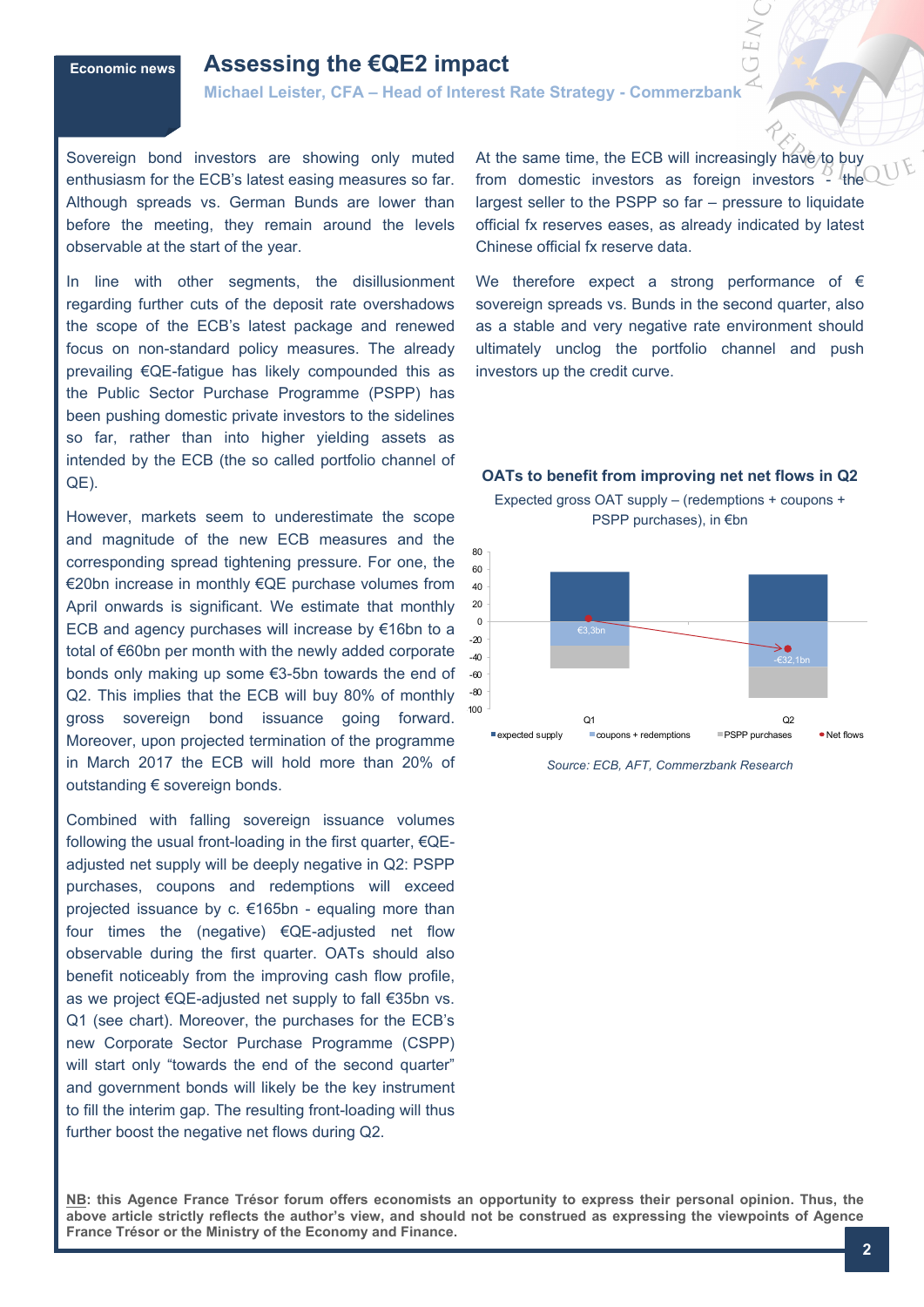Economic news

# Assessing the €QE2 impact

**Michael Leister, CFA – Head of Interest Rate Strategy - Commerzbank**

Sovereign bond investors are showing only muted enthusiasm for the ECB's latest easing measures so far. Although spreads vs. German Bunds are lower than before the meeting, they remain around the levels observable at the start of the year.

In line with other segments, the disillusionment regarding further cuts of the deposit rate overshadows the scope of the ECB's latest package and renewed focus on non-standard policy measures. The already prevailing €QE-fatigue has likely compounded this as the Public Sector Purchase Programme (PSPP) has been pushing domestic private investors to the sidelines so far, rather than into higher yielding assets as intended by the ECB (the so called portfolio channel of QE).

However, markets seem to underestimate the scope and magnitude of the new ECB measures and the corresponding spread tightening pressure. For one, the €20bn increase in monthly €QE purchase volumes from April onwards is significant. We estimate that monthly ECB and agency purchases will increase by €16bn to a total of €60bn per month with the newly added corporate bonds only making up some €3-5bn towards the end of Q2. This implies that the ECB will buy 80% of monthly gross sovereign bond issuance going forward. Moreover, upon projected termination of the programme in March 2017 the ECB will hold more than 20% of outstanding € sovereign bonds.

Combined with falling sovereign issuance volumes following the usual front-loading in the first quarter, €QE-adjusted net supply will be deeply negative in Q2: PSPP purchases, coupons and redemptions will exceed projected issuance by c. €165bn - equaling more than four times the (negative) €QE-adjusted net flow observable during the first quarter. OATs should also benefit noticeably from the improving cash flow profile, as we project €QE-adjusted net supply to fall €35bn vs. Q1 (see chart). Moreover, the purchases for the ECB's new Corporate Sector Purchase Programme (CSPP) will start only "towards the end of the second quarter" and government bonds will likely be the key instrument to fill the interim gap. The resulting front-loading will thus further boost the negative net flows during Q2.

At the same time, the ECB will increasingly have to buy from domestic investors as foreign investors - the largest seller to the PSPP so far – pressure to liquidate official fx reserves eases, as already indicated by latest Chinese official fx reserve data.

We therefore expect a strong performance of € sovereign spreads vs. Bunds in the second quarter, also as a stable and very negative rate environment should ultimately unclog the portfolio channel and push investors up the credit curve.

**OATs to benefit from improving net net flows in Q2**

Expected gross OAT supply – (redemptions + coupons + PSPP purchases), in €bn

| | Q1 | Q2 |
|---|---|---|
| Net flows | €3,3bn | -€32,1bn |

Legend: expected supply; coupons + redemptions; PSPP purchases; Net flows

*Source: ECB, AFT, Commerzbank Research*

**NB: this Agence France Trésor forum offers economists an opportunity to express their personal opinion. Thus, the above article strictly reflects the author's view, and should not be construed as expressing the viewpoints of Agence France Trésor or the Ministry of the Economy and Finance.**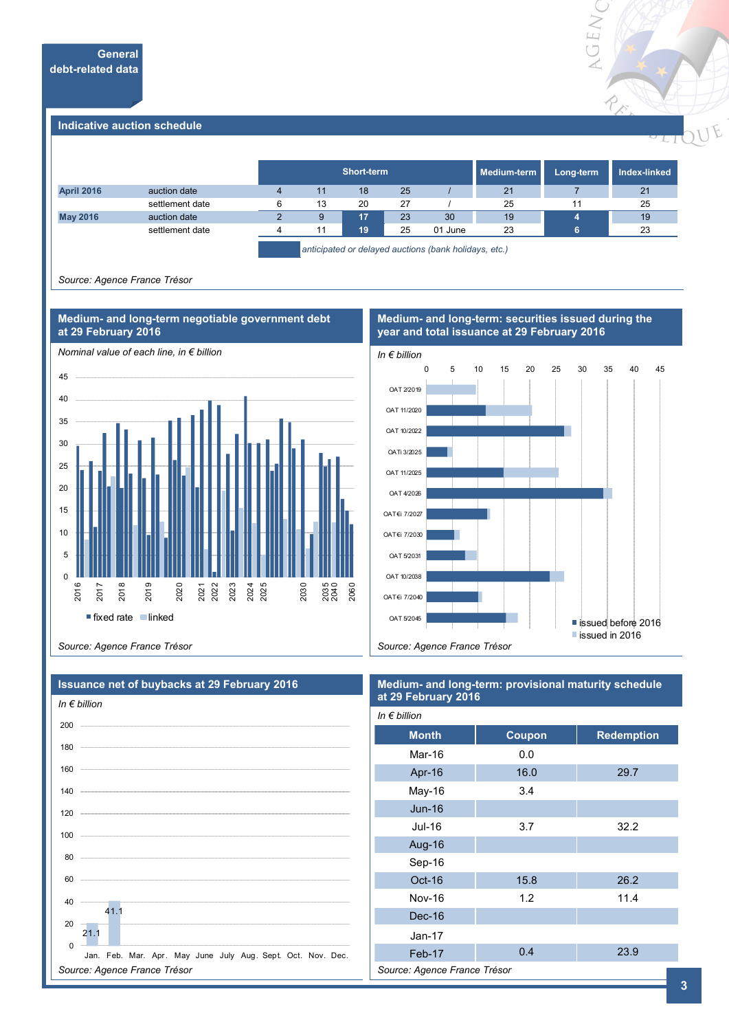## General debt-related data

### Indicative auction schedule

| | | Short-term | | | | | Medium-term | Long-term | Index-linked |
|---|---|---|---|---|---|---|---|---|---|
| April 2016 | auction date | 4 | 11 | 18 | 25 | / | 21 | 7 | 21 |
| | settlement date | 6 | 13 | 20 | 27 | / | 25 | 11 | 25 |
| May 2016 | auction date | 2 | 9 | 17 | 23 | 30 | 19 | 4 | 19 |
| | settlement date | 4 | 11 | 19 | 25 | 01 June | 23 | 6 | 23 |

*anticipated or delayed auctions (bank holidays, etc.)*

*Source: Agence France Trésor*

### Medium- and long-term negotiable government debt at 29 February 2016

*Nominal value of each line, in € billion*

fixed rate / linked

*Source: Agence France Trésor*

### Medium- and long-term: securities issued during the year and total issuance at 29 February 2016

*In € billion*

OAT 2/2019, OAT 11/2020, OAT 10/2022, OATi 3/2025, OAT 11/2025, OAT 4/2026, OAT€i 7/2027, OAT€i 7/2030, OAT 5/2031, OAT 10/2038, OAT€i 7/2040, OAT 5/2045

issued before 2016 / issued in 2016

*Source: Agence France Trésor*

### Issuance net of buybacks at 29 February 2016

*In € billion*

| Jan. | Feb. |
|---|---|
| 21.1 | 41.1 |

*Source: Agence France Trésor*

### Medium- and long-term: provisional maturity schedule at 29 February 2016

*In € billion*

| Month | Coupon | Redemption |
|---|---|---|
| Mar-16 | 0.0 | |
| Apr-16 | 16.0 | 29.7 |
| May-16 | 3.4 | |
| Jun-16 | | |
| Jul-16 | 3.7 | 32.2 |
| Aug-16 | | |
| Sep-16 | | |
| Oct-16 | 15.8 | 26.2 |
| Nov-16 | 1.2 | 11.4 |
| Dec-16 | | |
| Jan-17 | | |
| Feb-17 | 0.4 | 23.9 |

*Source: Agence France Trésor*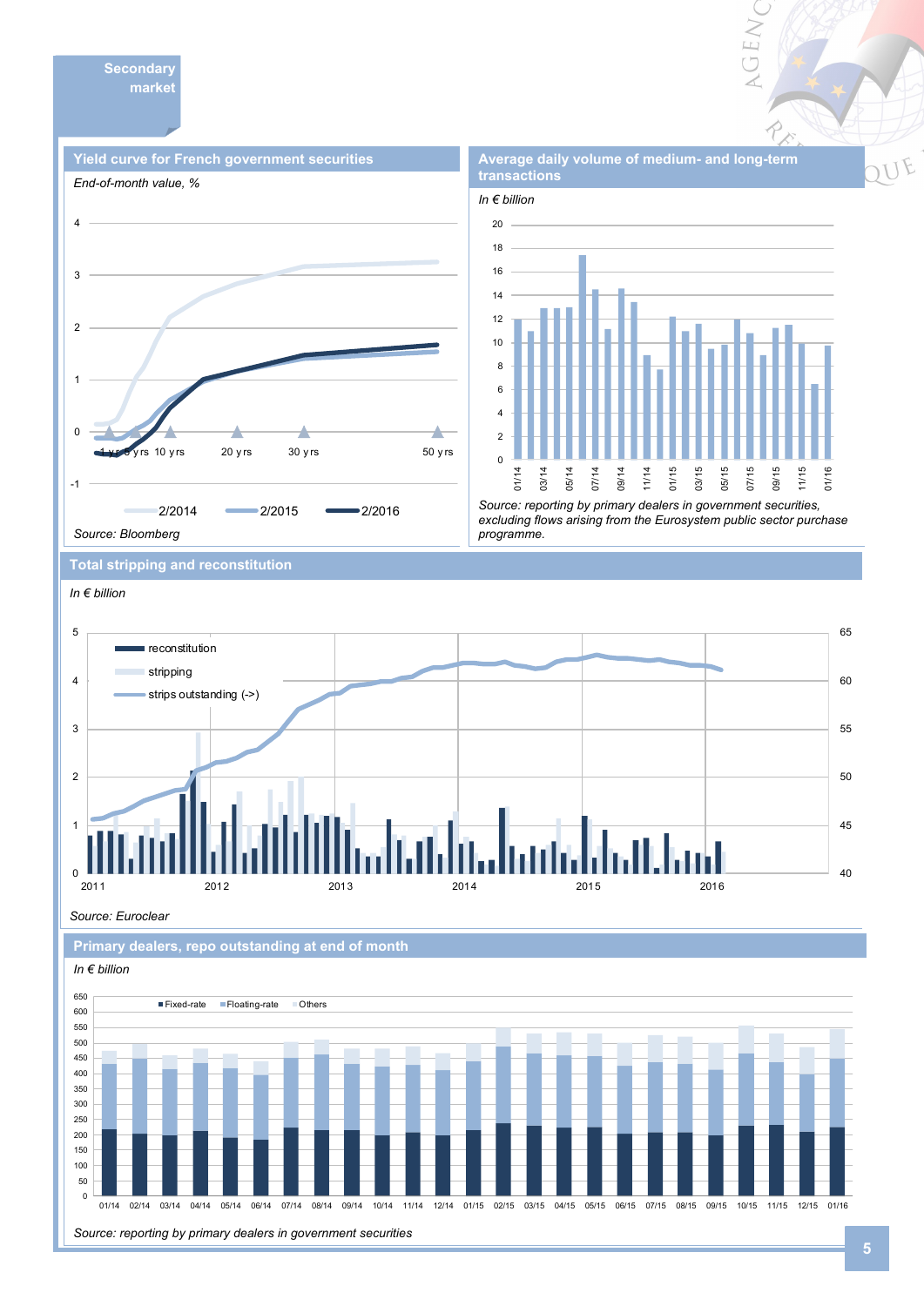## Secondary market

### Yield curve for French government securities

*End-of-month value, %*

Source: Bloomberg

### Average daily volume of medium- and long-term transactions

*In € billion*

Source: reporting by primary dealers in government securities, excluding flows arising from the Eurosystem public sector purchase programme.

### Total stripping and reconstitution

*In € billion*

Source: Euroclear

### Primary dealers, repo outstanding at end of month

*In € billion*

Source: reporting by primary dealers in government securities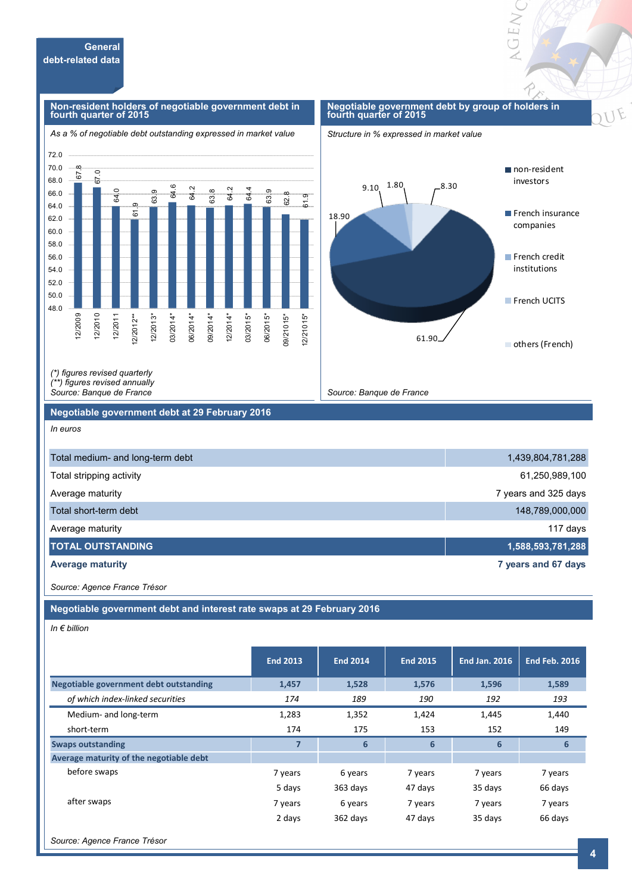## General debt-related data

### Non-resident holders of negotiable government debt in fourth quarter of 2015

*As a % of negotiable debt outstanding expressed in market value*

| Period | % |
|---|---|
| 12/2009 | 67.8 |
| 12/2010 | 67.0 |
| 12/2011 | 64.0 |
| 12/2012** | 61.9 |
| 12/2013* | 63.9 |
| 03/2014* | 64.6 |
| 06/2014* | 64.2 |
| 09/2014* | 63.8 |
| 12/2014* | 64.2 |
| 03/2015* | 64.4 |
| 06/2015* | 63.9 |
| 09/2015* | 62.8 |
| 12/2015* | 61.9 |

*(\*) figures revised quarterly*
*(\*\*) figures revised annually*
*Source: Banque de France*

### Negotiable government debt by group of holders in fourth quarter of 2015

*Structure in % expressed in market value*

| Holders | % |
|---|---|
| non-resident investors | 61.90 |
| French insurance companies | 18.90 |
| French credit institutions | 9.10 |
| French UCITS | 1.80 |
| others (French) | 8.30 |

*Source: Banque de France*

### Negotiable government debt at 29 February 2016

*In euros*

| | |
|---|---|
| Total medium- and long-term debt | 1,439,804,781,288 |
| Total stripping activity | 61,250,989,100 |
| Average maturity | 7 years and 325 days |
| Total short-term debt | 148,789,000,000 |
| Average maturity | 117 days |
| **TOTAL OUTSTANDING** | **1,588,593,781,288** |
| **Average maturity** | **7 years and 67 days** |

*Source: Agence France Trésor*

### Negotiable government debt and interest rate swaps at 29 February 2016

*In € billion*

| | End 2013 | End 2014 | End 2015 | End Jan. 2016 | End Feb. 2016 |
|---|---|---|---|---|---|
| **Negotiable government debt outstanding** | **1,457** | **1,528** | **1,576** | **1,596** | **1,589** |
| *of which index-linked securities* | *174* | *189* | *190* | *192* | *193* |
| Medium- and long-term | 1,283 | 1,352 | 1,424 | 1,445 | 1,440 |
| short-term | 174 | 175 | 153 | 152 | 149 |
| **Swaps outstanding** | **7** | **6** | **6** | **6** | **6** |
| **Average maturity of the negotiable debt** | | | | | |
| before swaps | 7 years 5 days | 6 years 363 days | 7 years 47 days | 7 years 35 days | 7 years 66 days |
| after swaps | 7 years 2 days | 6 years 362 days | 7 years 47 days | 7 years 35 days | 7 years 66 days |

*Source: Agence France Trésor*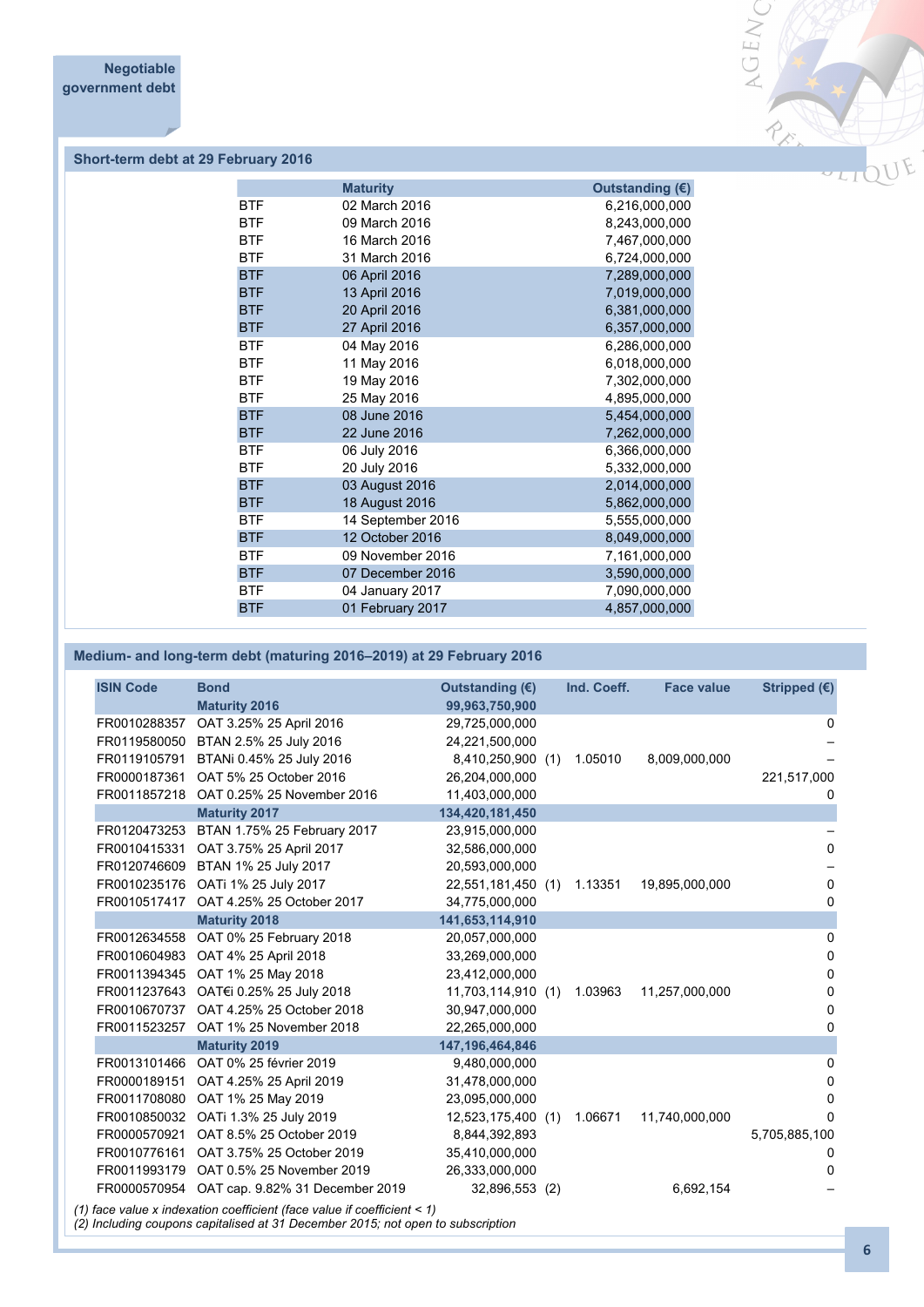## Negotiable government debt

### Short-term debt at 29 February 2016

| | Maturity | Outstanding (€) |
|---|---|---|
| BTF | 02 March 2016 | 6,216,000,000 |
| BTF | 09 March 2016 | 8,243,000,000 |
| BTF | 16 March 2016 | 7,467,000,000 |
| BTF | 31 March 2016 | 6,724,000,000 |
| BTF | 06 April 2016 | 7,289,000,000 |
| BTF | 13 April 2016 | 7,019,000,000 |
| BTF | 20 April 2016 | 6,381,000,000 |
| BTF | 27 April 2016 | 6,357,000,000 |
| BTF | 04 May 2016 | 6,286,000,000 |
| BTF | 11 May 2016 | 6,018,000,000 |
| BTF | 19 May 2016 | 7,302,000,000 |
| BTF | 25 May 2016 | 4,895,000,000 |
| BTF | 08 June 2016 | 5,454,000,000 |
| BTF | 22 June 2016 | 7,262,000,000 |
| BTF | 06 July 2016 | 6,366,000,000 |
| BTF | 20 July 2016 | 5,332,000,000 |
| BTF | 03 August 2016 | 2,014,000,000 |
| BTF | 18 August 2016 | 5,862,000,000 |
| BTF | 14 September 2016 | 5,555,000,000 |
| BTF | 12 October 2016 | 8,049,000,000 |
| BTF | 09 November 2016 | 7,161,000,000 |
| BTF | 07 December 2016 | 3,590,000,000 |
| BTF | 04 January 2017 | 7,090,000,000 |
| BTF | 01 February 2017 | 4,857,000,000 |

### Medium- and long-term debt (maturing 2016–2019) at 29 February 2016

| ISIN Code | Bond | Outstanding (€) | | Ind. Coeff. | Face value | Stripped (€) |
|---|---|---|---|---|---|---|
| | **Maturity 2016** | **99,963,750,900** | | | | |
| FR0010288357 | OAT 3.25% 25 April 2016 | 29,725,000,000 | | | | 0 |
| FR0119580050 | BTAN 2.5% 25 July 2016 | 24,221,500,000 | | | | – |
| FR0119105791 | BTANi 0.45% 25 July 2016 | 8,410,250,900 | (1) | 1.05010 | 8,009,000,000 | – |
| FR0000187361 | OAT 5% 25 October 2016 | 26,204,000,000 | | | | 221,517,000 |
| FR0011857218 | OAT 0.25% 25 November 2016 | 11,403,000,000 | | | | 0 |
| | **Maturity 2017** | **134,420,181,450** | | | | |
| FR0120473253 | BTAN 1.75% 25 February 2017 | 23,915,000,000 | | | | – |
| FR0010415331 | OAT 3.75% 25 April 2017 | 32,586,000,000 | | | | 0 |
| FR0120746609 | BTAN 1% 25 July 2017 | 20,593,000,000 | | | | – |
| FR0010235176 | OATi 1% 25 July 2017 | 22,551,181,450 | (1) | 1.13351 | 19,895,000,000 | 0 |
| FR0010517417 | OAT 4.25% 25 October 2017 | 34,775,000,000 | | | | 0 |
| | **Maturity 2018** | **141,653,114,910** | | | | |
| FR0012634558 | OAT 0% 25 February 2018 | 20,057,000,000 | | | | 0 |
| FR0010604983 | OAT 4% 25 April 2018 | 33,269,000,000 | | | | 0 |
| FR0011394345 | OAT 1% 25 May 2018 | 23,412,000,000 | | | | 0 |
| FR0011237643 | OAT€i 0.25% 25 July 2018 | 11,703,114,910 | (1) | 1.03963 | 11,257,000,000 | 0 |
| FR0010670737 | OAT 4.25% 25 October 2018 | 30,947,000,000 | | | | 0 |
| FR0011523257 | OAT 1% 25 November 2018 | 22,265,000,000 | | | | 0 |
| | **Maturity 2019** | **147,196,464,846** | | | | |
| FR0013101466 | OAT 0% 25 février 2019 | 9,480,000,000 | | | | 0 |
| FR0000189151 | OAT 4.25% 25 April 2019 | 31,478,000,000 | | | | 0 |
| FR0011708080 | OAT 1% 25 May 2019 | 23,095,000,000 | | | | 0 |
| FR0010850032 | OATi 1.3% 25 July 2019 | 12,523,175,400 | (1) | 1.06671 | 11,740,000,000 | 0 |
| FR0000570921 | OAT 8.5% 25 October 2019 | 8,844,392,893 | | | | 5,705,885,100 |
| FR0010776161 | OAT 3.75% 25 October 2019 | 35,410,000,000 | | | | 0 |
| FR0011993179 | OAT 0.5% 25 November 2019 | 26,333,000,000 | | | | 0 |
| FR0000570954 | OAT cap. 9.82% 31 December 2019 | 32,896,553 | (2) | | 6,692,154 | – |

*(1) face value x indexation coefficient (face value if coefficient < 1)*
*(2) Including coupons capitalised at 31 December 2015; not open to subscription*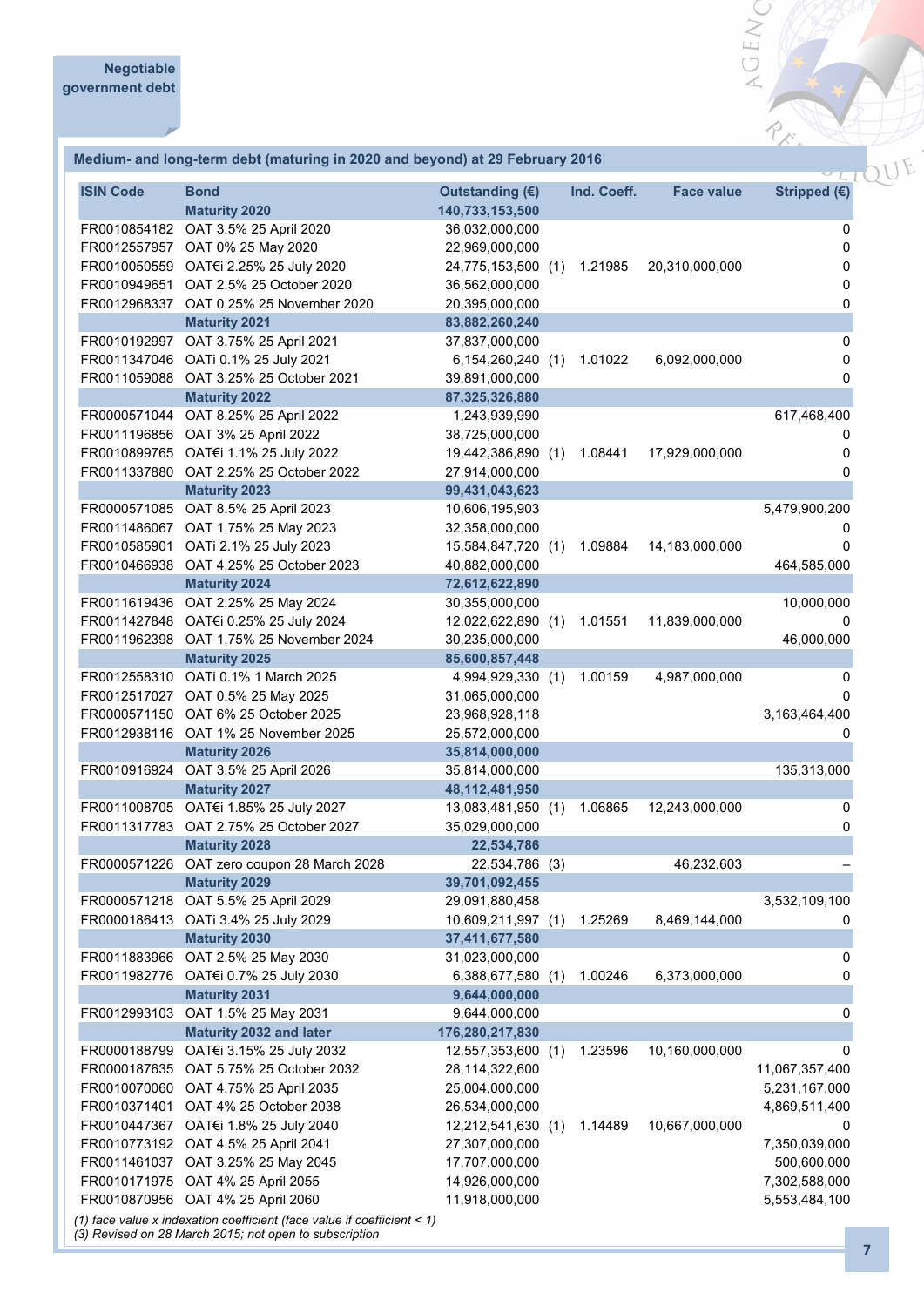Negotiable government debt

## Medium- and long-term debt (maturing in 2020 and beyond) at 29 February 2016

| ISIN Code | Bond | Outstanding (€) | | Ind. Coeff. | Face value | Stripped (€) |
|---|---|---|---|---|---|---|
| | **Maturity 2020** | **140,733,153,500** | | | | |
| FR0010854182 | OAT 3.5% 25 April 2020 | 36,032,000,000 | | | | 0 |
| FR0012557957 | OAT 0% 25 May 2020 | 22,969,000,000 | | | | 0 |
| FR0010050559 | OAT€i 2.25% 25 July 2020 | 24,775,153,500 | (1) | 1.21985 | 20,310,000,000 | 0 |
| FR0010949651 | OAT 2.5% 25 October 2020 | 36,562,000,000 | | | | 0 |
| FR0012968337 | OAT 0.25% 25 November 2020 | 20,395,000,000 | | | | 0 |
| | **Maturity 2021** | **83,882,260,240** | | | | |
| FR0010192997 | OAT 3.75% 25 April 2021 | 37,837,000,000 | | | | 0 |
| FR0011347046 | OATi 0.1% 25 July 2021 | 6,154,260,240 | (1) | 1.01022 | 6,092,000,000 | 0 |
| FR0011059088 | OAT 3.25% 25 October 2021 | 39,891,000,000 | | | | 0 |
| | **Maturity 2022** | **87,325,326,880** | | | | |
| FR0000571044 | OAT 8.25% 25 April 2022 | 1,243,939,990 | | | | 617,468,400 |
| FR0011196856 | OAT 3% 25 April 2022 | 38,725,000,000 | | | | 0 |
| FR0010899765 | OAT€i 1.1% 25 July 2022 | 19,442,386,890 | (1) | 1.08441 | 17,929,000,000 | 0 |
| FR0011337880 | OAT 2.25% 25 October 2022 | 27,914,000,000 | | | | 0 |
| | **Maturity 2023** | **99,431,043,623** | | | | |
| FR0000571085 | OAT 8.5% 25 April 2023 | 10,606,195,903 | | | | 5,479,900,200 |
| FR0011486067 | OAT 1.75% 25 May 2023 | 32,358,000,000 | | | | 0 |
| FR0010585901 | OATi 2.1% 25 July 2023 | 15,584,847,720 | (1) | 1.09884 | 14,183,000,000 | 0 |
| FR0010466938 | OAT 4.25% 25 October 2023 | 40,882,000,000 | | | | 464,585,000 |
| | **Maturity 2024** | **72,612,622,890** | | | | |
| FR0011619436 | OAT 2.25% 25 May 2024 | 30,355,000,000 | | | | 10,000,000 |
| FR0011427848 | OAT€i 0.25% 25 July 2024 | 12,022,622,890 | (1) | 1.01551 | 11,839,000,000 | 0 |
| FR0011962398 | OAT 1.75% 25 November 2024 | 30,235,000,000 | | | | 46,000,000 |
| | **Maturity 2025** | **85,600,857,448** | | | | |
| FR0012558310 | OATi 0.1% 1 March 2025 | 4,994,929,330 | (1) | 1.00159 | 4,987,000,000 | 0 |
| FR0012517027 | OAT 0.5% 25 May 2025 | 31,065,000,000 | | | | 0 |
| FR0000571150 | OAT 6% 25 October 2025 | 23,968,928,118 | | | | 3,163,464,400 |
| FR0012938116 | OAT 1% 25 November 2025 | 25,572,000,000 | | | | 0 |
| | **Maturity 2026** | **35,814,000,000** | | | | |
| FR0010916924 | OAT 3.5% 25 April 2026 | 35,814,000,000 | | | | 135,313,000 |
| | **Maturity 2027** | **48,112,481,950** | | | | |
| FR0011008705 | OAT€i 1.85% 25 July 2027 | 13,083,481,950 | (1) | 1.06865 | 12,243,000,000 | 0 |
| FR0011317783 | OAT 2.75% 25 October 2027 | 35,029,000,000 | | | | 0 |
| | **Maturity 2028** | **22,534,786** | | | | |
| FR0000571226 | OAT zero coupon 28 March 2028 | 22,534,786 | (3) | | 46,232,603 | – |
| | **Maturity 2029** | **39,701,092,455** | | | | |
| FR0000571218 | OAT 5.5% 25 April 2029 | 29,091,880,458 | | | | 3,532,109,100 |
| FR0000186413 | OATi 3.4% 25 July 2029 | 10,609,211,997 | (1) | 1.25269 | 8,469,144,000 | 0 |
| | **Maturity 2030** | **37,411,677,580** | | | | |
| FR0011883966 | OAT 2.5% 25 May 2030 | 31,023,000,000 | | | | 0 |
| FR0011982776 | OAT€i 0.7% 25 July 2030 | 6,388,677,580 | (1) | 1.00246 | 6,373,000,000 | 0 |
| | **Maturity 2031** | **9,644,000,000** | | | | |
| FR0012993103 | OAT 1.5% 25 May 2031 | 9,644,000,000 | | | | 0 |
| | **Maturity 2032 and later** | **176,260,217,830** | | | | |
| FR0000188799 | OAT€i 3.15% 25 July 2032 | 12,557,353,600 | (1) | 1.23596 | 10,160,000,000 | 0 |
| FR0000187635 | OAT 5.75% 25 October 2032 | 28,114,322,600 | | | | 11,067,357,400 |
| FR0010070060 | OAT 4.75% 25 April 2035 | 25,004,000,000 | | | | 5,231,167,000 |
| FR0010371401 | OAT 4% 25 October 2038 | 26,534,000,000 | | | | 4,869,511,400 |
| FR0010447367 | OAT€i 1.8% 25 July 2040 | 12,212,541,630 | (1) | 1.14489 | 10,667,000,000 | 0 |
| FR0010773192 | OAT 4.5% 25 April 2041 | 27,307,000,000 | | | | 7,350,039,000 |
| FR0011461037 | OAT 3.25% 25 May 2045 | 17,707,000,000 | | | | 500,600,000 |
| FR0010171975 | OAT 4% 25 April 2055 | 14,926,000,000 | | | | 7,302,588,000 |
| FR0010870956 | OAT 4% 25 April 2060 | 11,918,000,000 | | | | 5,553,484,100 |

*(1) face value x indexation coefficient (face value if coefficient < 1)*
*(3) Revised on 28 March 2015; not open to subscription*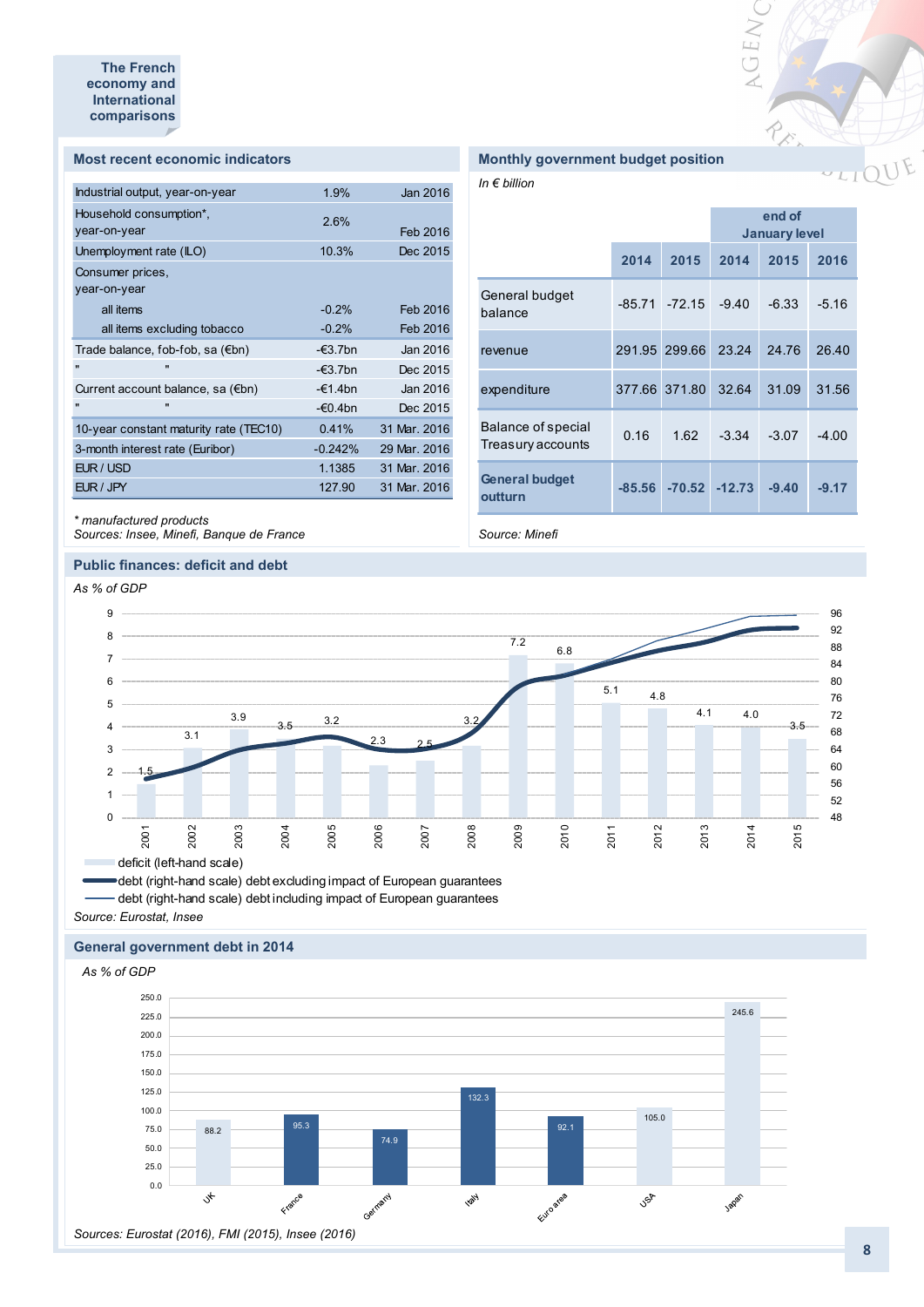The French economy and International comparisons

## Most recent economic indicators

| Indicator | Value | Date |
|---|---|---|
| Industrial output, year-on-year | 1.9% | Jan 2016 |
| Household consumption*, year-on-year | 2.6% | Feb 2016 |
| Unemployment rate (ILO) | 10.3% | Dec 2015 |
| Consumer prices, year-on-year | | |
| all items | -0.2% | Feb 2016 |
| all items excluding tobacco | -0.2% | Feb 2016 |
| Trade balance, fob-fob, sa (€bn) | -€3.7bn | Jan 2016 |
| " " | -€3.7bn | Dec 2015 |
| Current account balance, sa (€bn) | -€1.4bn | Jan 2016 |
| " " | -€0.4bn | Dec 2015 |
| 10-year constant maturity rate (TEC10) | 0.41% | 31 Mar. 2016 |
| 3-month interest rate (Euribor) | -0.242% | 29 Mar. 2016 |
| EUR / USD | 1.1385 | 31 Mar. 2016 |
| EUR / JPY | 127.90 | 31 Mar. 2016 |

*\* manufactured products*
*Sources: Insee, Minefi, Banque de France*

## Monthly government budget position

*In € billion*

| | | | end of January level | | |
|---|---|---|---|---|---|
| | 2014 | 2015 | 2014 | 2015 | 2016 |
| General budget balance | -85.71 | -72.15 | -9.40 | -6.33 | -5.16 |
| revenue | 291.95 | 299.66 | 23.24 | 24.76 | 26.40 |
| expenditure | 377.66 | 371.80 | 32.64 | 31.09 | 31.56 |
| Balance of special Treasury accounts | 0.16 | 1.62 | -3.34 | -3.07 | -4.00 |
| **General budget outturn** | **-85.56** | **-70.52** | **-12.73** | **-9.40** | **-9.17** |

*Source: Minefi*

## Public finances: deficit and debt

*As % of GDP*

| Year | 2001 | 2002 | 2003 | 2004 | 2005 | 2006 | 2007 | 2008 | 2009 | 2010 | 2011 | 2012 | 2013 | 2014 | 2015 |
|---|---|---|---|---|---|---|---|---|---|---|---|---|---|---|---|
| deficit (left-hand scale) | 1.5 | 3.1 | 3.9 | 3.5 | 3.2 | 2.3 | 2.5 | 3.2 | 7.2 | 6.8 | 5.1 | 4.8 | 4.1 | 4.0 | 3.5 |

deficit (left-hand scale)
debt (right-hand scale) debt excluding impact of European guarantees
debt (right-hand scale) debt including impact of European guarantees

*Source: Eurostat, Insee*

## General government debt in 2014

*As % of GDP*

| UK | France | Germany | Italy | Euro area | USA | Japan |
|---|---|---|---|---|---|---|
| 88.2 | 95.3 | 74.9 | 132.3 | 92.1 | 105.0 | 245.6 |

*Sources: Eurostat (2016), FMI (2015), Insee (2016)*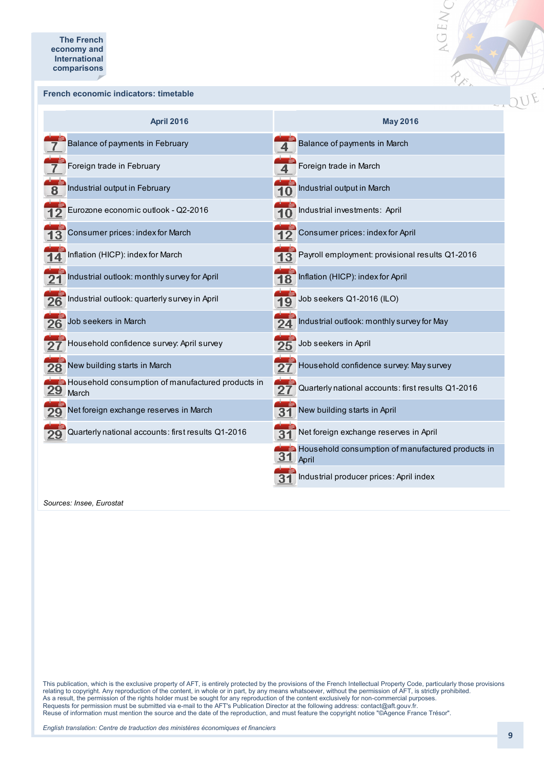The French economy and International comparisons

## French economic indicators: timetable

| April 2016 | | May 2016 | |
|---|---|---|---|
| 7 | Balance of payments in February | 4 | Balance of payments in March |
| 7 | Foreign trade in February | 4 | Foreign trade in March |
| 8 | Industrial output in February | 10 | Industrial output in March |
| 12 | Eurozone economic outlook - Q2-2016 | 10 | Industrial investments: April |
| 13 | Consumer prices: index for March | 12 | Consumer prices: index for April |
| 14 | Inflation (HICP): index for March | 13 | Payroll employment: provisional results Q1-2016 |
| 21 | Industrial outlook: monthly survey for April | 18 | Inflation (HICP): index for April |
| 26 | Industrial outlook: quarterly survey in April | 19 | Job seekers Q1-2016 (ILO) |
| 26 | Job seekers in March | 24 | Industrial outlook: monthly survey for May |
| 27 | Household confidence survey: April survey | 25 | Job seekers in April |
| 28 | New building starts in March | 27 | Household confidence survey: May survey |
| 29 | Household consumption of manufactured products in March | 27 | Quarterly national accounts: first results Q1-2016 |
| 29 | Net foreign exchange reserves in March | 31 | New building starts in April |
| 29 | Quarterly national accounts: first results Q1-2016 | 31 | Net foreign exchange reserves in April |
| | | 31 | Household consumption of manufactured products in April |
| | | 31 | Industrial producer prices: April index |

*Sources: Insee, Eurostat*

This publication, which is the exclusive property of AFT, is entirely protected by the provisions of the French Intellectual Property Code, particularly those provisions relating to copyright. Any reproduction of the content, in whole or in part, by any means whatsoever, without the permission of AFT, is strictly prohibited.
As a result, the permission of the rights holder must be sought for any reproduction of the content exclusively for non-commercial purposes.
Requests for permission must be submitted via e-mail to the AFT's Publication Director at the following address: contact@aft.gouv.fr.
Reuse of information must mention the source and the date of the reproduction, and must feature the copyright notice "©Agence France Trésor".

*English translation: Centre de traduction des ministères économiques et financiers*